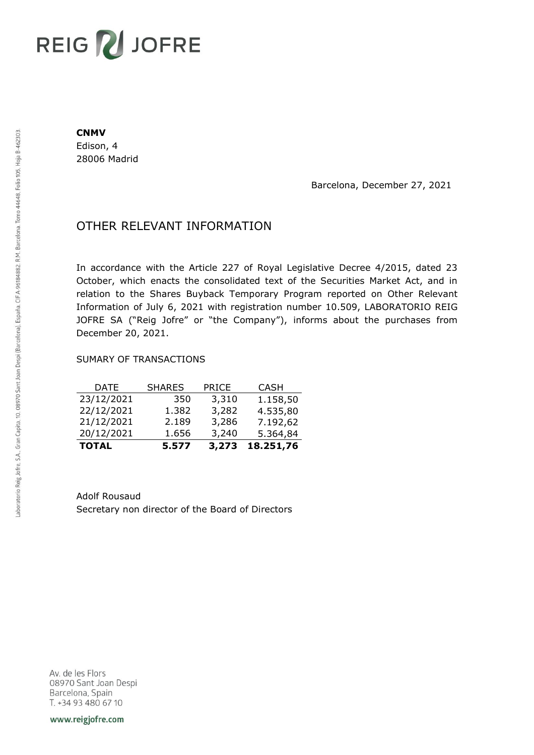REIG JOFRE

**CNMV**
Edison, 4
28006 Madrid

Barcelona, December 27, 2021

# OTHER RELEVANT INFORMATION

In accordance with the Article 227 of Royal Legislative Decree 4/2015, dated 23 October, which enacts the consolidated text of the Securities Market Act, and in relation to the Shares Buyback Temporary Program reported on Other Relevant Information of July 6, 2021 with registration number 10.509, LABORATORIO REIG JOFRE SA ("Reig Jofre" or "the Company"), informs about the purchases from December 20, 2021.

SUMARY OF TRANSACTIONS

| DATE | SHARES | PRICE | CASH |
|---|---|---|---|
| 23/12/2021 | 350 | 3,310 | 1.158,50 |
| 22/12/2021 | 1.382 | 3,282 | 4.535,80 |
| 21/12/2021 | 2.189 | 3,286 | 7.192,62 |
| 20/12/2021 | 1.656 | 3,240 | 5.364,84 |
| **TOTAL** | **5.577** | **3,273** | **18.251,76** |

Adolf Rousaud
Secretary non director of the Board of Directors

Laboratorio Reig Jofre, S.A., Gran Capita, 10, 08970 Sant Joan Despi (Barcelona), España. CIF A-96184882. R.M. Barcelona, Tomo 44648, Folio 105, Hoja B-462303.

Av. de les Flors
08970 Sant Joan Despi
Barcelona, Spain
T. +34 93 480 67 10

www.reigjofre.com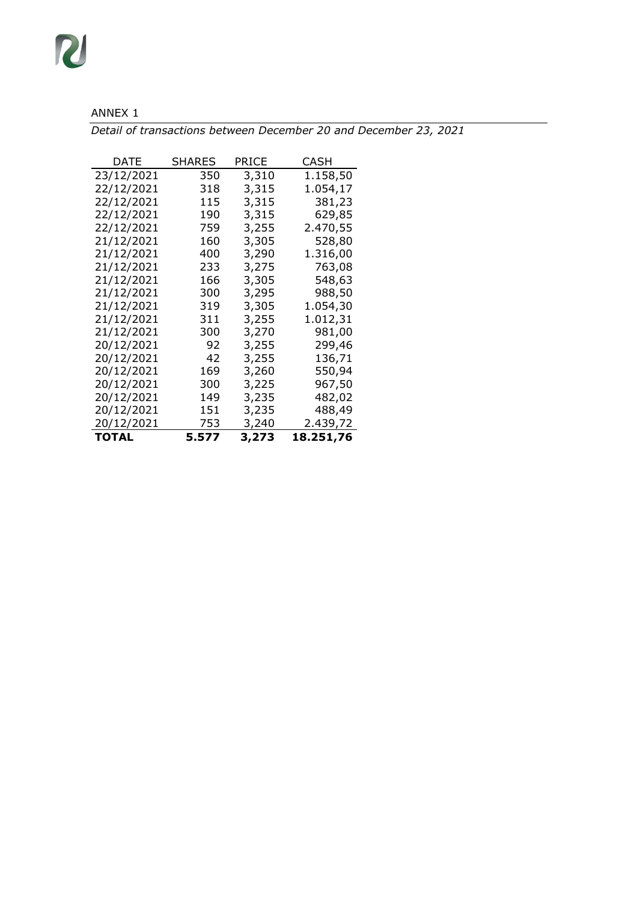ANNEX 1

*Detail of transactions between December 20 and December 23, 2021*

| DATE | SHARES | PRICE | CASH |
|---|---|---|---|
| 23/12/2021 | 350 | 3,310 | 1.158,50 |
| 22/12/2021 | 318 | 3,315 | 1.054,17 |
| 22/12/2021 | 115 | 3,315 | 381,23 |
| 22/12/2021 | 190 | 3,315 | 629,85 |
| 22/12/2021 | 759 | 3,255 | 2.470,55 |
| 21/12/2021 | 160 | 3,305 | 528,80 |
| 21/12/2021 | 400 | 3,290 | 1.316,00 |
| 21/12/2021 | 233 | 3,275 | 763,08 |
| 21/12/2021 | 166 | 3,305 | 548,63 |
| 21/12/2021 | 300 | 3,295 | 988,50 |
| 21/12/2021 | 319 | 3,305 | 1.054,30 |
| 21/12/2021 | 311 | 3,255 | 1.012,31 |
| 21/12/2021 | 300 | 3,270 | 981,00 |
| 20/12/2021 | 92 | 3,255 | 299,46 |
| 20/12/2021 | 42 | 3,255 | 136,71 |
| 20/12/2021 | 169 | 3,260 | 550,94 |
| 20/12/2021 | 300 | 3,225 | 967,50 |
| 20/12/2021 | 149 | 3,235 | 482,02 |
| 20/12/2021 | 151 | 3,235 | 488,49 |
| 20/12/2021 | 753 | 3,240 | 2.439,72 |
| **TOTAL** | **5.577** | **3,273** | **18.251,76** |